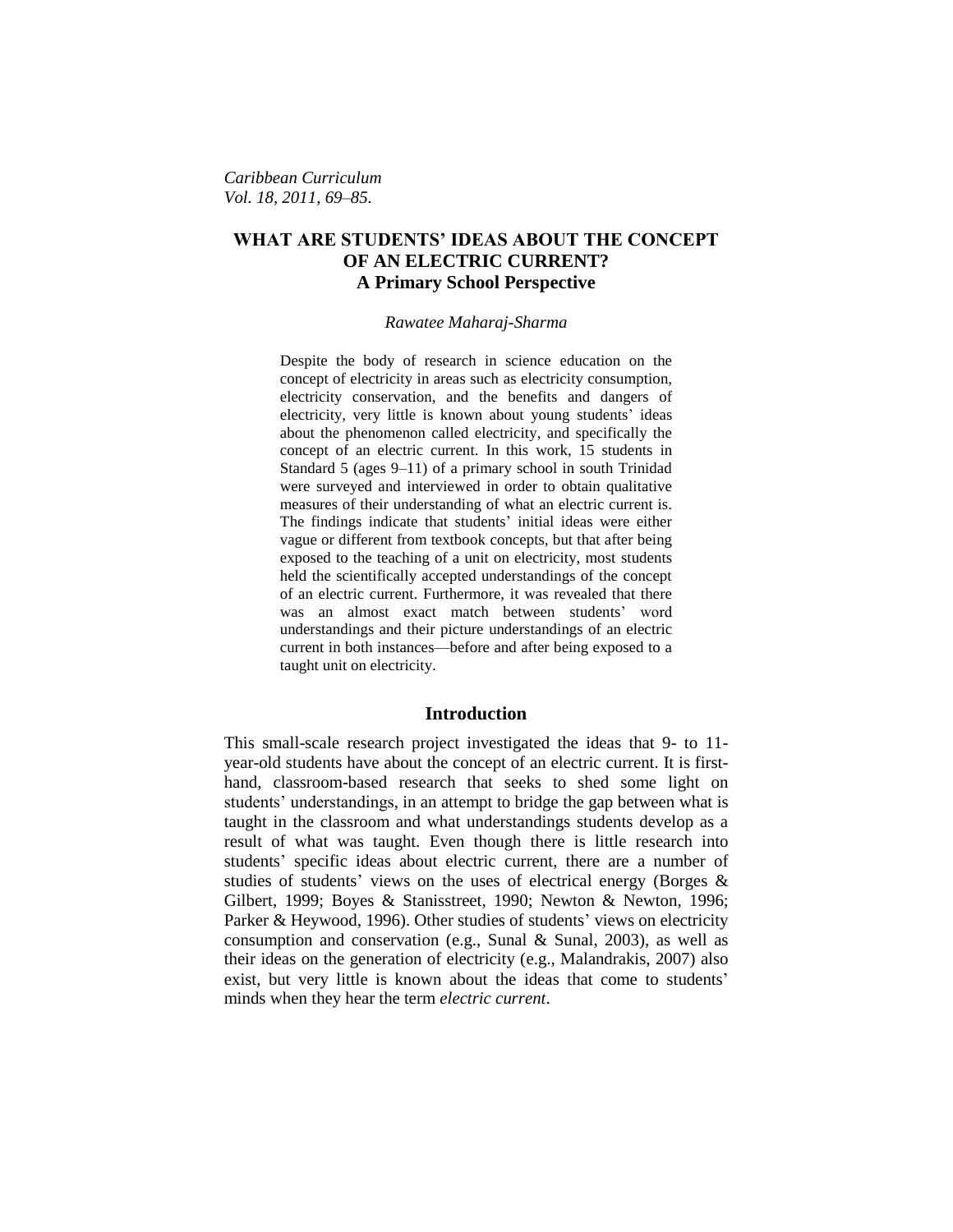*Caribbean Curriculum*
*Vol. 18, 2011, 69–85.*

# WHAT ARE STUDENTS' IDEAS ABOUT THE CONCEPT OF AN ELECTRIC CURRENT? A Primary School Perspective

*Rawatee Maharaj-Sharma*

Despite the body of research in science education on the concept of electricity in areas such as electricity consumption, electricity conservation, and the benefits and dangers of electricity, very little is known about young students' ideas about the phenomenon called electricity, and specifically the concept of an electric current. In this work, 15 students in Standard 5 (ages 9–11) of a primary school in south Trinidad were surveyed and interviewed in order to obtain qualitative measures of their understanding of what an electric current is. The findings indicate that students' initial ideas were either vague or different from textbook concepts, but that after being exposed to the teaching of a unit on electricity, most students held the scientifically accepted understandings of the concept of an electric current. Furthermore, it was revealed that there was an almost exact match between students' word understandings and their picture understandings of an electric current in both instances—before and after being exposed to a taught unit on electricity.

## Introduction

This small-scale research project investigated the ideas that 9- to 11-year-old students have about the concept of an electric current. It is first-hand, classroom-based research that seeks to shed some light on students' understandings, in an attempt to bridge the gap between what is taught in the classroom and what understandings students develop as a result of what was taught. Even though there is little research into students' specific ideas about electric current, there are a number of studies of students' views on the uses of electrical energy (Borges & Gilbert, 1999; Boyes & Stanisstreet, 1990; Newton & Newton, 1996; Parker & Heywood, 1996). Other studies of students' views on electricity consumption and conservation (e.g., Sunal & Sunal, 2003), as well as their ideas on the generation of electricity (e.g., Malandrakis, 2007) also exist, but very little is known about the ideas that come to students' minds when they hear the term *electric current*.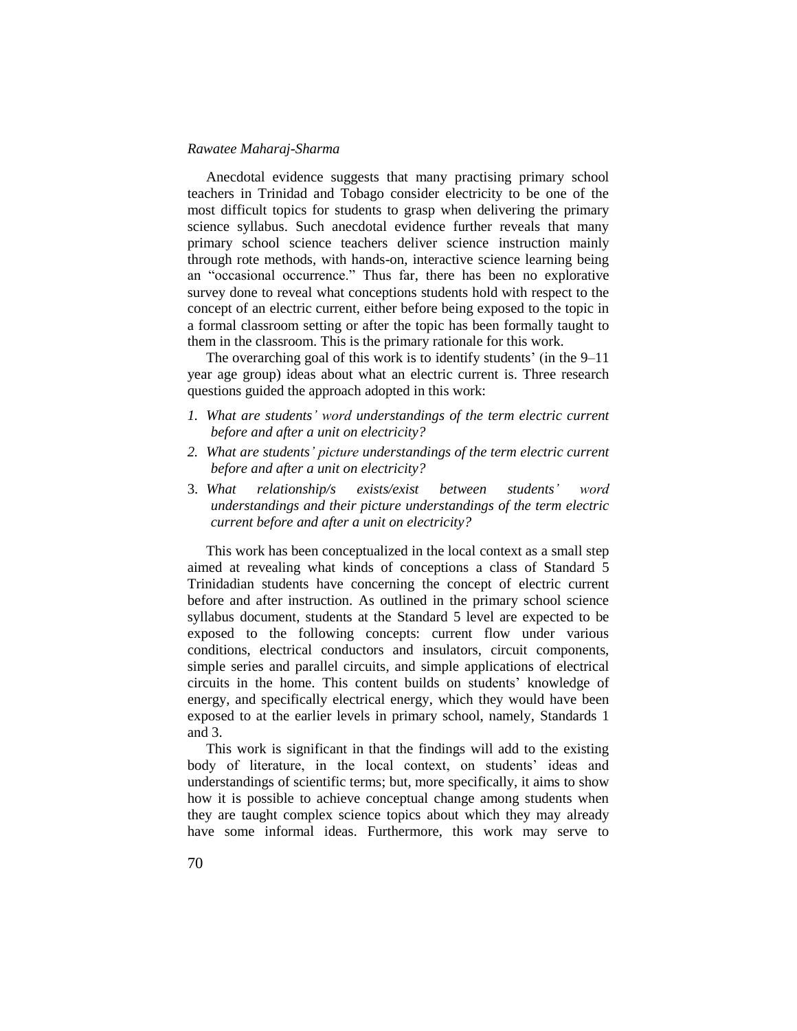Anecdotal evidence suggests that many practising primary school teachers in Trinidad and Tobago consider electricity to be one of the most difficult topics for students to grasp when delivering the primary science syllabus. Such anecdotal evidence further reveals that many primary school science teachers deliver science instruction mainly through rote methods, with hands-on, interactive science learning being an "occasional occurrence." Thus far, there has been no explorative survey done to reveal what conceptions students hold with respect to the concept of an electric current, either before being exposed to the topic in a formal classroom setting or after the topic has been formally taught to them in the classroom. This is the primary rationale for this work.

The overarching goal of this work is to identify students' (in the 9–11 year age group) ideas about what an electric current is. Three research questions guided the approach adopted in this work:

1. *What are students' word understandings of the term electric current before and after a unit on electricity?*
2. *What are students' picture understandings of the term electric current before and after a unit on electricity?*
3. *What relationship/s exists/exist between students' word understandings and their picture understandings of the term electric current before and after a unit on electricity?*

This work has been conceptualized in the local context as a small step aimed at revealing what kinds of conceptions a class of Standard 5 Trinidadian students have concerning the concept of electric current before and after instruction. As outlined in the primary school science syllabus document, students at the Standard 5 level are expected to be exposed to the following concepts: current flow under various conditions, electrical conductors and insulators, circuit components, simple series and parallel circuits, and simple applications of electrical circuits in the home. This content builds on students' knowledge of energy, and specifically electrical energy, which they would have been exposed to at the earlier levels in primary school, namely, Standards 1 and 3.

This work is significant in that the findings will add to the existing body of literature, in the local context, on students' ideas and understandings of scientific terms; but, more specifically, it aims to show how it is possible to achieve conceptual change among students when they are taught complex science topics about which they may already have some informal ideas. Furthermore, this work may serve to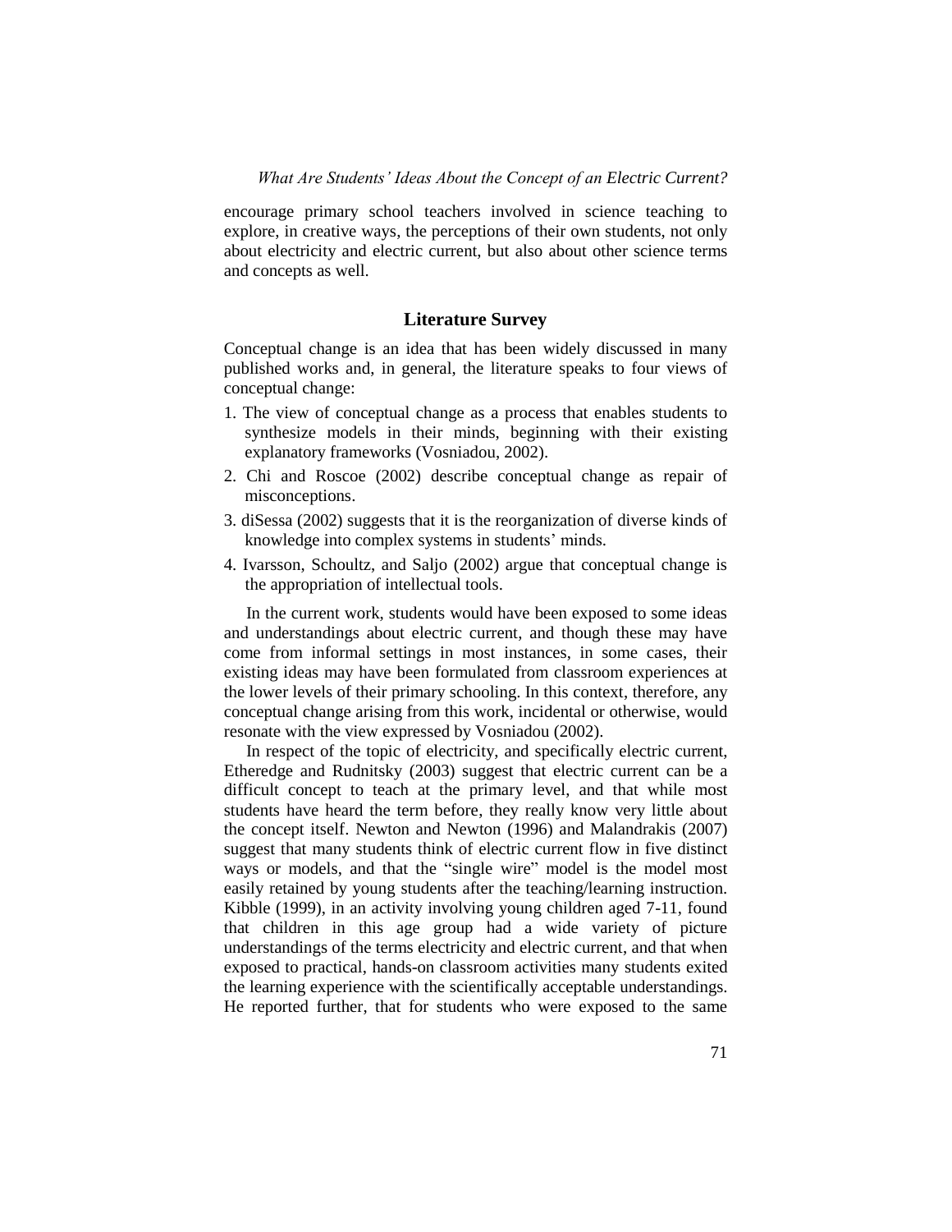encourage primary school teachers involved in science teaching to explore, in creative ways, the perceptions of their own students, not only about electricity and electric current, but also about other science terms and concepts as well.

## Literature Survey

Conceptual change is an idea that has been widely discussed in many published works and, in general, the literature speaks to four views of conceptual change:

1. The view of conceptual change as a process that enables students to synthesize models in their minds, beginning with their existing explanatory frameworks (Vosniadou, 2002).
2. Chi and Roscoe (2002) describe conceptual change as repair of misconceptions.
3. diSessa (2002) suggests that it is the reorganization of diverse kinds of knowledge into complex systems in students' minds.
4. Ivarsson, Schoultz, and Saljo (2002) argue that conceptual change is the appropriation of intellectual tools.

In the current work, students would have been exposed to some ideas and understandings about electric current, and though these may have come from informal settings in most instances, in some cases, their existing ideas may have been formulated from classroom experiences at the lower levels of their primary schooling. In this context, therefore, any conceptual change arising from this work, incidental or otherwise, would resonate with the view expressed by Vosniadou (2002).

In respect of the topic of electricity, and specifically electric current, Etheredge and Rudnitsky (2003) suggest that electric current can be a difficult concept to teach at the primary level, and that while most students have heard the term before, they really know very little about the concept itself. Newton and Newton (1996) and Malandrakis (2007) suggest that many students think of electric current flow in five distinct ways or models, and that the "single wire" model is the model most easily retained by young students after the teaching/learning instruction. Kibble (1999), in an activity involving young children aged 7-11, found that children in this age group had a wide variety of picture understandings of the terms electricity and electric current, and that when exposed to practical, hands-on classroom activities many students exited the learning experience with the scientifically acceptable understandings. He reported further, that for students who were exposed to the same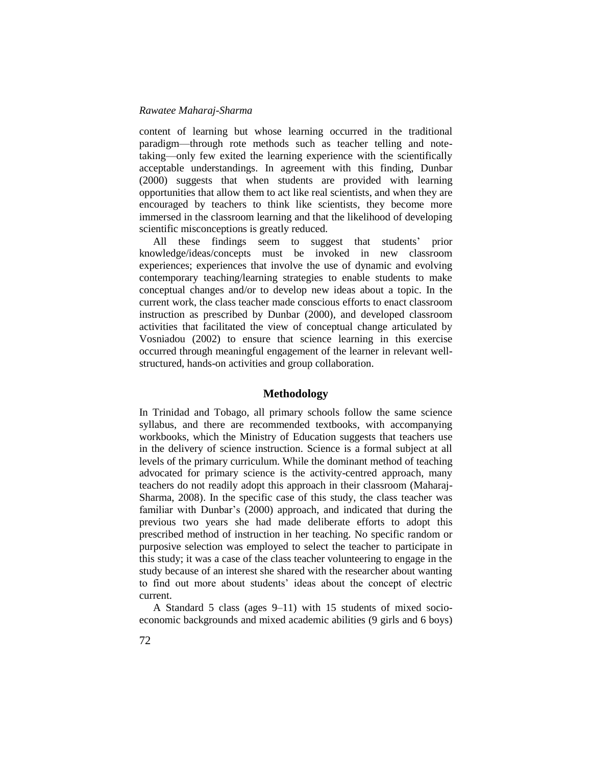content of learning but whose learning occurred in the traditional paradigm—through rote methods such as teacher telling and note-taking—only few exited the learning experience with the scientifically acceptable understandings. In agreement with this finding, Dunbar (2000) suggests that when students are provided with learning opportunities that allow them to act like real scientists, and when they are encouraged by teachers to think like scientists, they become more immersed in the classroom learning and that the likelihood of developing scientific misconceptions is greatly reduced.

All these findings seem to suggest that students' prior knowledge/ideas/concepts must be invoked in new classroom experiences; experiences that involve the use of dynamic and evolving contemporary teaching/learning strategies to enable students to make conceptual changes and/or to develop new ideas about a topic. In the current work, the class teacher made conscious efforts to enact classroom instruction as prescribed by Dunbar (2000), and developed classroom activities that facilitated the view of conceptual change articulated by Vosniadou (2002) to ensure that science learning in this exercise occurred through meaningful engagement of the learner in relevant well-structured, hands-on activities and group collaboration.

## Methodology

In Trinidad and Tobago, all primary schools follow the same science syllabus, and there are recommended textbooks, with accompanying workbooks, which the Ministry of Education suggests that teachers use in the delivery of science instruction. Science is a formal subject at all levels of the primary curriculum. While the dominant method of teaching advocated for primary science is the activity-centred approach, many teachers do not readily adopt this approach in their classroom (Maharaj-Sharma, 2008). In the specific case of this study, the class teacher was familiar with Dunbar's (2000) approach, and indicated that during the previous two years she had made deliberate efforts to adopt this prescribed method of instruction in her teaching. No specific random or purposive selection was employed to select the teacher to participate in this study; it was a case of the class teacher volunteering to engage in the study because of an interest she shared with the researcher about wanting to find out more about students' ideas about the concept of electric current.

A Standard 5 class (ages 9–11) with 15 students of mixed socio-economic backgrounds and mixed academic abilities (9 girls and 6 boys)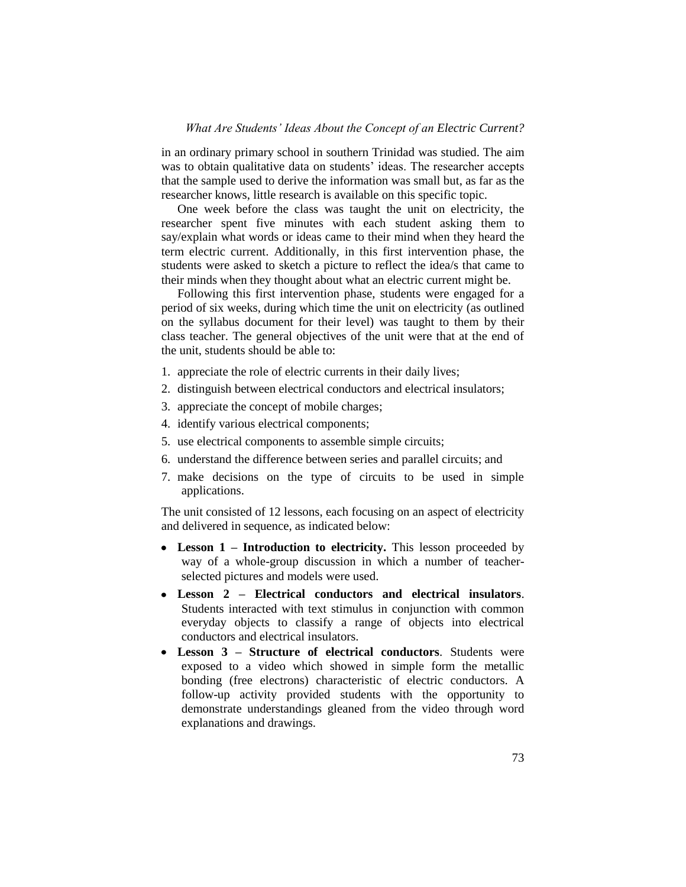in an ordinary primary school in southern Trinidad was studied. The aim was to obtain qualitative data on students' ideas. The researcher accepts that the sample used to derive the information was small but, as far as the researcher knows, little research is available on this specific topic.

One week before the class was taught the unit on electricity, the researcher spent five minutes with each student asking them to say/explain what words or ideas came to their mind when they heard the term electric current. Additionally, in this first intervention phase, the students were asked to sketch a picture to reflect the idea/s that came to their minds when they thought about what an electric current might be.

Following this first intervention phase, students were engaged for a period of six weeks, during which time the unit on electricity (as outlined on the syllabus document for their level) was taught to them by their class teacher. The general objectives of the unit were that at the end of the unit, students should be able to:

1. appreciate the role of electric currents in their daily lives;
2. distinguish between electrical conductors and electrical insulators;
3. appreciate the concept of mobile charges;
4. identify various electrical components;
5. use electrical components to assemble simple circuits;
6. understand the difference between series and parallel circuits; and
7. make decisions on the type of circuits to be used in simple applications.

The unit consisted of 12 lessons, each focusing on an aspect of electricity and delivered in sequence, as indicated below:

- **Lesson 1 – Introduction to electricity.** This lesson proceeded by way of a whole-group discussion in which a number of teacher-selected pictures and models were used.
- **Lesson 2 – Electrical conductors and electrical insulators**. Students interacted with text stimulus in conjunction with common everyday objects to classify a range of objects into electrical conductors and electrical insulators.
- **Lesson 3 – Structure of electrical conductors**. Students were exposed to a video which showed in simple form the metallic bonding (free electrons) characteristic of electric conductors. A follow-up activity provided students with the opportunity to demonstrate understandings gleaned from the video through word explanations and drawings.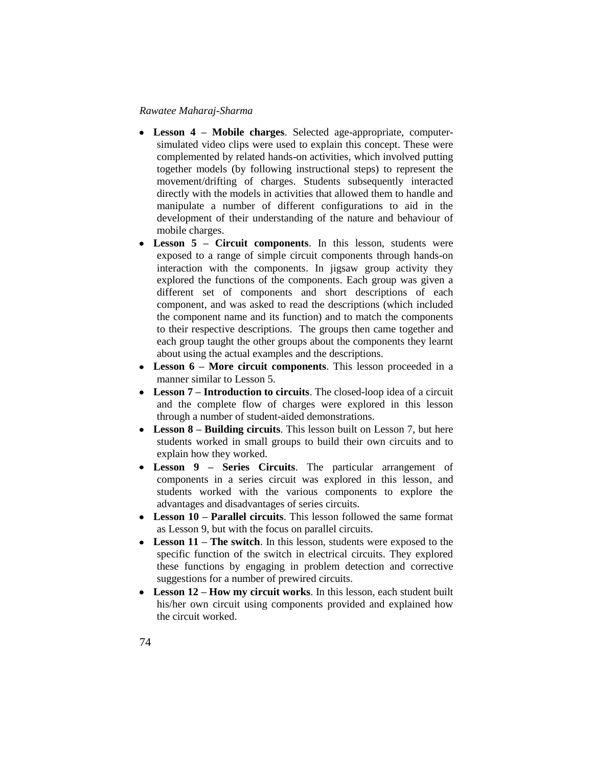- **Lesson 4 – Mobile charges**. Selected age-appropriate, computer-simulated video clips were used to explain this concept. These were complemented by related hands-on activities, which involved putting together models (by following instructional steps) to represent the movement/drifting of charges. Students subsequently interacted directly with the models in activities that allowed them to handle and manipulate a number of different configurations to aid in the development of their understanding of the nature and behaviour of mobile charges.
- **Lesson 5 – Circuit components**. In this lesson, students were exposed to a range of simple circuit components through hands-on interaction with the components. In jigsaw group activity they explored the functions of the components. Each group was given a different set of components and short descriptions of each component, and was asked to read the descriptions (which included the component name and its function) and to match the components to their respective descriptions. The groups then came together and each group taught the other groups about the components they learnt about using the actual examples and the descriptions.
- **Lesson 6 – More circuit components**. This lesson proceeded in a manner similar to Lesson 5.
- **Lesson 7 – Introduction to circuits**. The closed-loop idea of a circuit and the complete flow of charges were explored in this lesson through a number of student-aided demonstrations.
- **Lesson 8 – Building circuits**. This lesson built on Lesson 7, but here students worked in small groups to build their own circuits and to explain how they worked.
- **Lesson 9 – Series Circuits**. The particular arrangement of components in a series circuit was explored in this lesson, and students worked with the various components to explore the advantages and disadvantages of series circuits.
- **Lesson 10 – Parallel circuits**. This lesson followed the same format as Lesson 9, but with the focus on parallel circuits.
- **Lesson 11 – The switch**. In this lesson, students were exposed to the specific function of the switch in electrical circuits. They explored these functions by engaging in problem detection and corrective suggestions for a number of prewired circuits.
- **Lesson 12 – How my circuit works**. In this lesson, each student built his/her own circuit using components provided and explained how the circuit worked.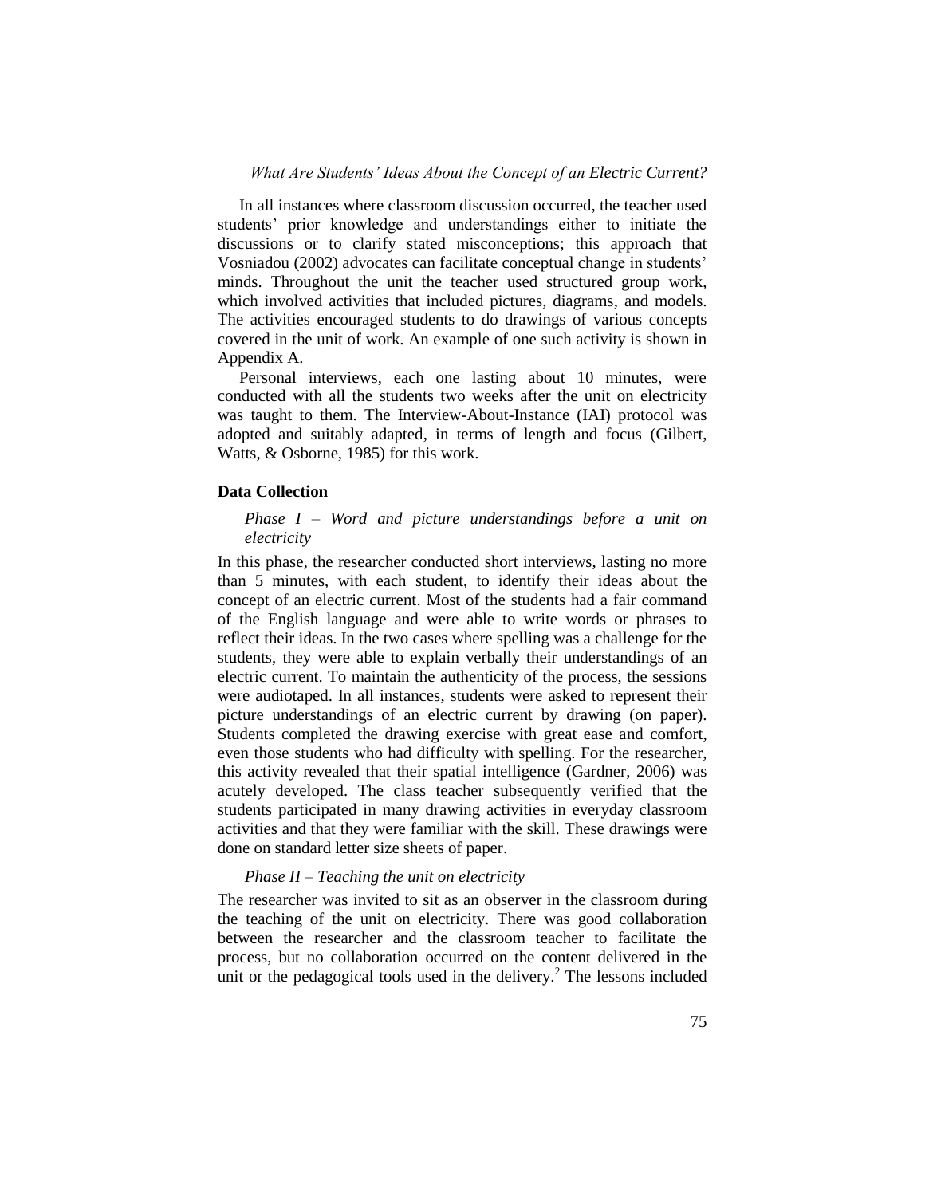In all instances where classroom discussion occurred, the teacher used students' prior knowledge and understandings either to initiate the discussions or to clarify stated misconceptions; this approach that Vosniadou (2002) advocates can facilitate conceptual change in students' minds. Throughout the unit the teacher used structured group work, which involved activities that included pictures, diagrams, and models. The activities encouraged students to do drawings of various concepts covered in the unit of work. An example of one such activity is shown in Appendix A.

Personal interviews, each one lasting about 10 minutes, were conducted with all the students two weeks after the unit on electricity was taught to them. The Interview-About-Instance (IAI) protocol was adopted and suitably adapted, in terms of length and focus (Gilbert, Watts, & Osborne, 1985) for this work.

## Data Collection

*Phase I – Word and picture understandings before a unit on electricity*

In this phase, the researcher conducted short interviews, lasting no more than 5 minutes, with each student, to identify their ideas about the concept of an electric current. Most of the students had a fair command of the English language and were able to write words or phrases to reflect their ideas. In the two cases where spelling was a challenge for the students, they were able to explain verbally their understandings of an electric current. To maintain the authenticity of the process, the sessions were audiotaped. In all instances, students were asked to represent their picture understandings of an electric current by drawing (on paper). Students completed the drawing exercise with great ease and comfort, even those students who had difficulty with spelling. For the researcher, this activity revealed that their spatial intelligence (Gardner, 2006) was acutely developed. The class teacher subsequently verified that the students participated in many drawing activities in everyday classroom activities and that they were familiar with the skill. These drawings were done on standard letter size sheets of paper.

*Phase II – Teaching the unit on electricity*

The researcher was invited to sit as an observer in the classroom during the teaching of the unit on electricity. There was good collaboration between the researcher and the classroom teacher to facilitate the process, but no collaboration occurred on the content delivered in the unit or the pedagogical tools used in the delivery.[2] The lessons included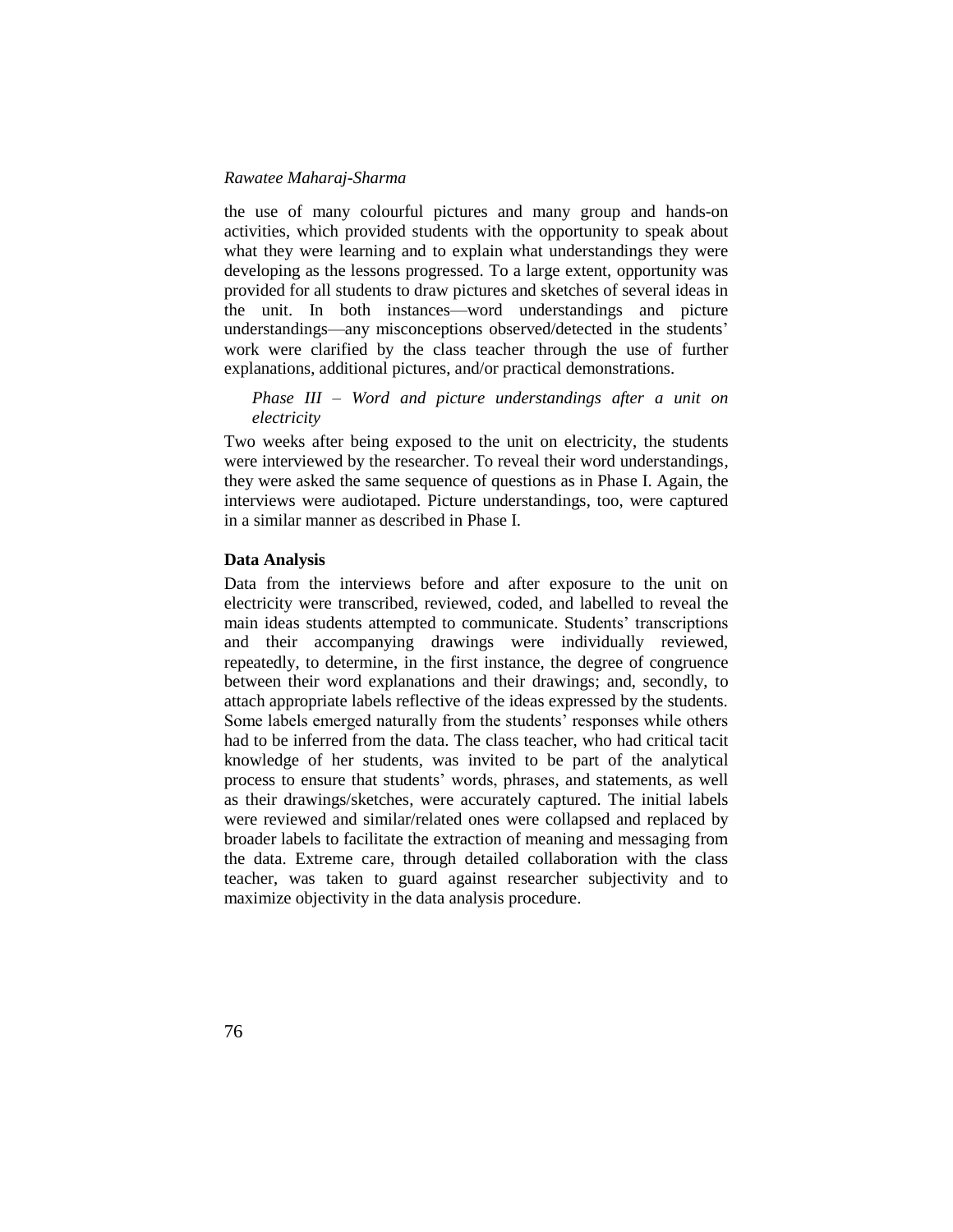the use of many colourful pictures and many group and hands-on activities, which provided students with the opportunity to speak about what they were learning and to explain what understandings they were developing as the lessons progressed. To a large extent, opportunity was provided for all students to draw pictures and sketches of several ideas in the unit. In both instances—word understandings and picture understandings—any misconceptions observed/detected in the students' work were clarified by the class teacher through the use of further explanations, additional pictures, and/or practical demonstrations.

*Phase III – Word and picture understandings after a unit on electricity*

Two weeks after being exposed to the unit on electricity, the students were interviewed by the researcher. To reveal their word understandings, they were asked the same sequence of questions as in Phase I. Again, the interviews were audiotaped. Picture understandings, too, were captured in a similar manner as described in Phase I.

**Data Analysis**

Data from the interviews before and after exposure to the unit on electricity were transcribed, reviewed, coded, and labelled to reveal the main ideas students attempted to communicate. Students' transcriptions and their accompanying drawings were individually reviewed, repeatedly, to determine, in the first instance, the degree of congruence between their word explanations and their drawings; and, secondly, to attach appropriate labels reflective of the ideas expressed by the students. Some labels emerged naturally from the students' responses while others had to be inferred from the data. The class teacher, who had critical tacit knowledge of her students, was invited to be part of the analytical process to ensure that students' words, phrases, and statements, as well as their drawings/sketches, were accurately captured. The initial labels were reviewed and similar/related ones were collapsed and replaced by broader labels to facilitate the extraction of meaning and messaging from the data. Extreme care, through detailed collaboration with the class teacher, was taken to guard against researcher subjectivity and to maximize objectivity in the data analysis procedure.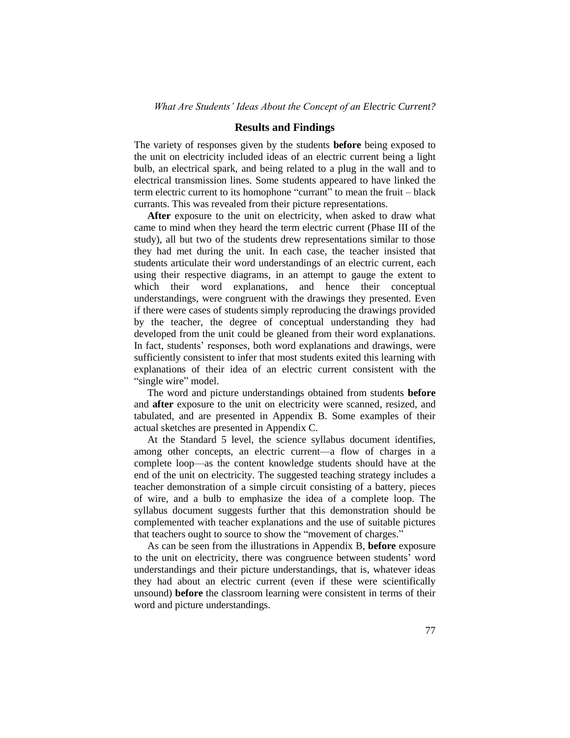## Results and Findings

The variety of responses given by the students **before** being exposed to the unit on electricity included ideas of an electric current being a light bulb, an electrical spark, and being related to a plug in the wall and to electrical transmission lines. Some students appeared to have linked the term electric current to its homophone "currant" to mean the fruit – black currants. This was revealed from their picture representations.

**After** exposure to the unit on electricity, when asked to draw what came to mind when they heard the term electric current (Phase III of the study), all but two of the students drew representations similar to those they had met during the unit. In each case, the teacher insisted that students articulate their word understandings of an electric current, each using their respective diagrams, in an attempt to gauge the extent to which their word explanations, and hence their conceptual understandings, were congruent with the drawings they presented. Even if there were cases of students simply reproducing the drawings provided by the teacher, the degree of conceptual understanding they had developed from the unit could be gleaned from their word explanations. In fact, students' responses, both word explanations and drawings, were sufficiently consistent to infer that most students exited this learning with explanations of their idea of an electric current consistent with the "single wire" model.

The word and picture understandings obtained from students **before** and **after** exposure to the unit on electricity were scanned, resized, and tabulated, and are presented in Appendix B. Some examples of their actual sketches are presented in Appendix C.

At the Standard 5 level, the science syllabus document identifies, among other concepts, an electric current—a flow of charges in a complete loop—as the content knowledge students should have at the end of the unit on electricity. The suggested teaching strategy includes a teacher demonstration of a simple circuit consisting of a battery, pieces of wire, and a bulb to emphasize the idea of a complete loop. The syllabus document suggests further that this demonstration should be complemented with teacher explanations and the use of suitable pictures that teachers ought to source to show the "movement of charges."

As can be seen from the illustrations in Appendix B, **before** exposure to the unit on electricity, there was congruence between students' word understandings and their picture understandings, that is, whatever ideas they had about an electric current (even if these were scientifically unsound) **before** the classroom learning were consistent in terms of their word and picture understandings.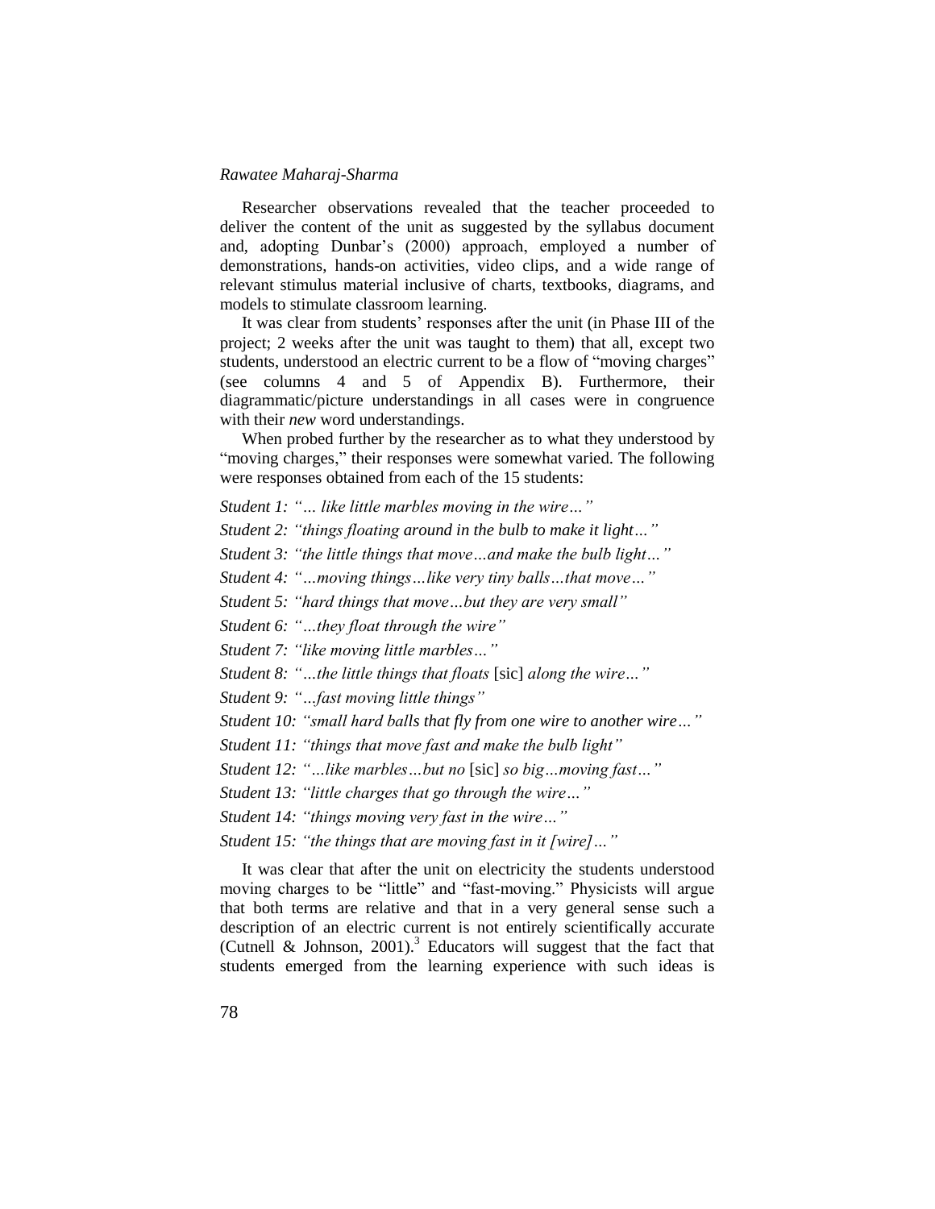Researcher observations revealed that the teacher proceeded to deliver the content of the unit as suggested by the syllabus document and, adopting Dunbar's (2000) approach, employed a number of demonstrations, hands-on activities, video clips, and a wide range of relevant stimulus material inclusive of charts, textbooks, diagrams, and models to stimulate classroom learning.

It was clear from students' responses after the unit (in Phase III of the project; 2 weeks after the unit was taught to them) that all, except two students, understood an electric current to be a flow of "moving charges" (see columns 4 and 5 of Appendix B). Furthermore, their diagrammatic/picture understandings in all cases were in congruence with their *new* word understandings.

When probed further by the researcher as to what they understood by "moving charges," their responses were somewhat varied. The following were responses obtained from each of the 15 students:

*Student 1: "… like little marbles moving in the wire…"*

*Student 2: "things floating around in the bulb to make it light…"*

*Student 3: "the little things that move…and make the bulb light…"*

*Student 4: "…moving things…like very tiny balls…that move…"*

*Student 5: "hard things that move…but they are very small"*

*Student 6: "…they float through the wire"*

*Student 7: "like moving little marbles…"*

*Student 8: "…the little things that floats* [sic] *along the wire…"*

*Student 9: "…fast moving little things"*

*Student 10: "small hard balls that fly from one wire to another wire…"*

*Student 11: "things that move fast and make the bulb light"*

*Student 12: "…like marbles…but no* [sic] *so big…moving fast…"*

*Student 13: "little charges that go through the wire…"*

*Student 14: "things moving very fast in the wire…"*

*Student 15: "the things that are moving fast in it [wire]…"*

It was clear that after the unit on electricity the students understood moving charges to be "little" and "fast-moving." Physicists will argue that both terms are relative and that in a very general sense such a description of an electric current is not entirely scientifically accurate (Cutnell & Johnson, 2001).[3] Educators will suggest that the fact that students emerged from the learning experience with such ideas is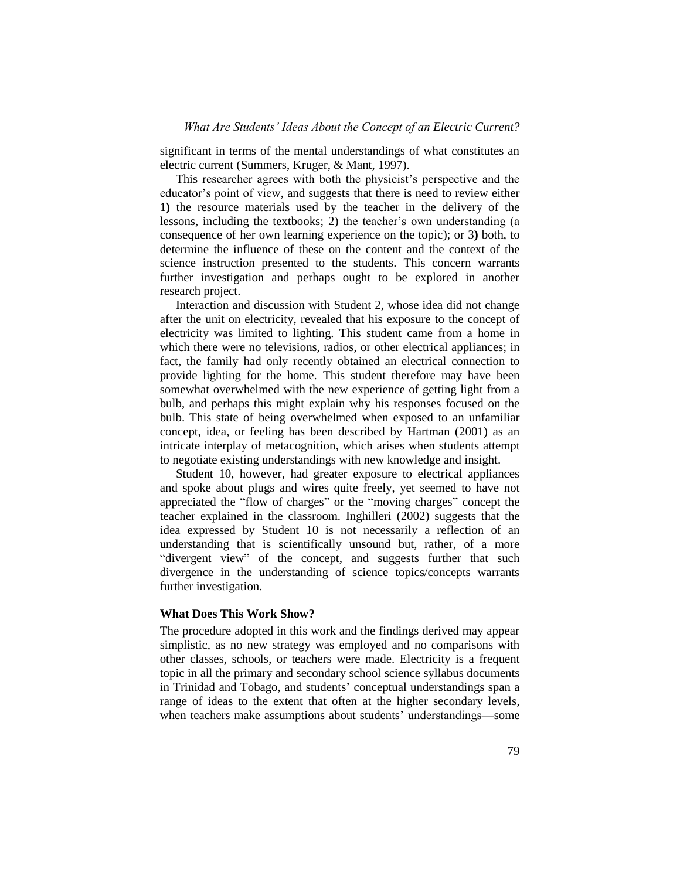significant in terms of the mental understandings of what constitutes an electric current (Summers, Kruger, & Mant, 1997).

This researcher agrees with both the physicist's perspective and the educator's point of view, and suggests that there is need to review either 1**)** the resource materials used by the teacher in the delivery of the lessons, including the textbooks; 2) the teacher's own understanding (a consequence of her own learning experience on the topic); or 3**)** both, to determine the influence of these on the content and the context of the science instruction presented to the students. This concern warrants further investigation and perhaps ought to be explored in another research project.

Interaction and discussion with Student 2, whose idea did not change after the unit on electricity, revealed that his exposure to the concept of electricity was limited to lighting. This student came from a home in which there were no televisions, radios, or other electrical appliances; in fact, the family had only recently obtained an electrical connection to provide lighting for the home. This student therefore may have been somewhat overwhelmed with the new experience of getting light from a bulb, and perhaps this might explain why his responses focused on the bulb. This state of being overwhelmed when exposed to an unfamiliar concept, idea, or feeling has been described by Hartman (2001) as an intricate interplay of metacognition, which arises when students attempt to negotiate existing understandings with new knowledge and insight.

Student 10, however, had greater exposure to electrical appliances and spoke about plugs and wires quite freely, yet seemed to have not appreciated the "flow of charges" or the "moving charges" concept the teacher explained in the classroom. Inghilleri (2002) suggests that the idea expressed by Student 10 is not necessarily a reflection of an understanding that is scientifically unsound but, rather, of a more "divergent view" of the concept, and suggests further that such divergence in the understanding of science topics/concepts warrants further investigation.

### What Does This Work Show?

The procedure adopted in this work and the findings derived may appear simplistic, as no new strategy was employed and no comparisons with other classes, schools, or teachers were made. Electricity is a frequent topic in all the primary and secondary school science syllabus documents in Trinidad and Tobago, and students' conceptual understandings span a range of ideas to the extent that often at the higher secondary levels, when teachers make assumptions about students' understandings—some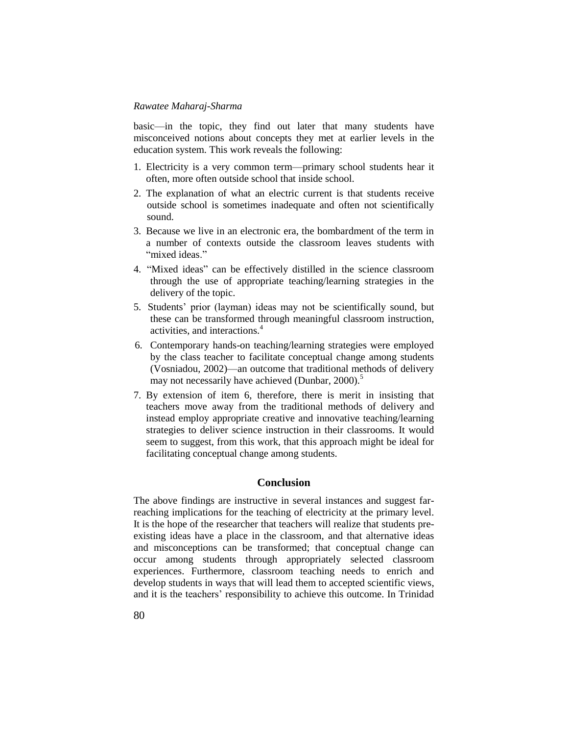basic—in the topic, they find out later that many students have misconceived notions about concepts they met at earlier levels in the education system. This work reveals the following:

1. Electricity is a very common term—primary school students hear it often, more often outside school that inside school.
2. The explanation of what an electric current is that students receive outside school is sometimes inadequate and often not scientifically sound.
3. Because we live in an electronic era, the bombardment of the term in a number of contexts outside the classroom leaves students with "mixed ideas."
4. "Mixed ideas" can be effectively distilled in the science classroom through the use of appropriate teaching/learning strategies in the delivery of the topic.
5. Students' prior (layman) ideas may not be scientifically sound, but these can be transformed through meaningful classroom instruction, activities, and interactions.[4]
6. Contemporary hands-on teaching/learning strategies were employed by the class teacher to facilitate conceptual change among students (Vosniadou, 2002)—an outcome that traditional methods of delivery may not necessarily have achieved (Dunbar, 2000).[5]
7. By extension of item 6, therefore, there is merit in insisting that teachers move away from the traditional methods of delivery and instead employ appropriate creative and innovative teaching/learning strategies to deliver science instruction in their classrooms. It would seem to suggest, from this work, that this approach might be ideal for facilitating conceptual change among students.

## Conclusion

The above findings are instructive in several instances and suggest far-reaching implications for the teaching of electricity at the primary level. It is the hope of the researcher that teachers will realize that students pre-existing ideas have a place in the classroom, and that alternative ideas and misconceptions can be transformed; that conceptual change can occur among students through appropriately selected classroom experiences. Furthermore, classroom teaching needs to enrich and develop students in ways that will lead them to accepted scientific views, and it is the teachers' responsibility to achieve this outcome. In Trinidad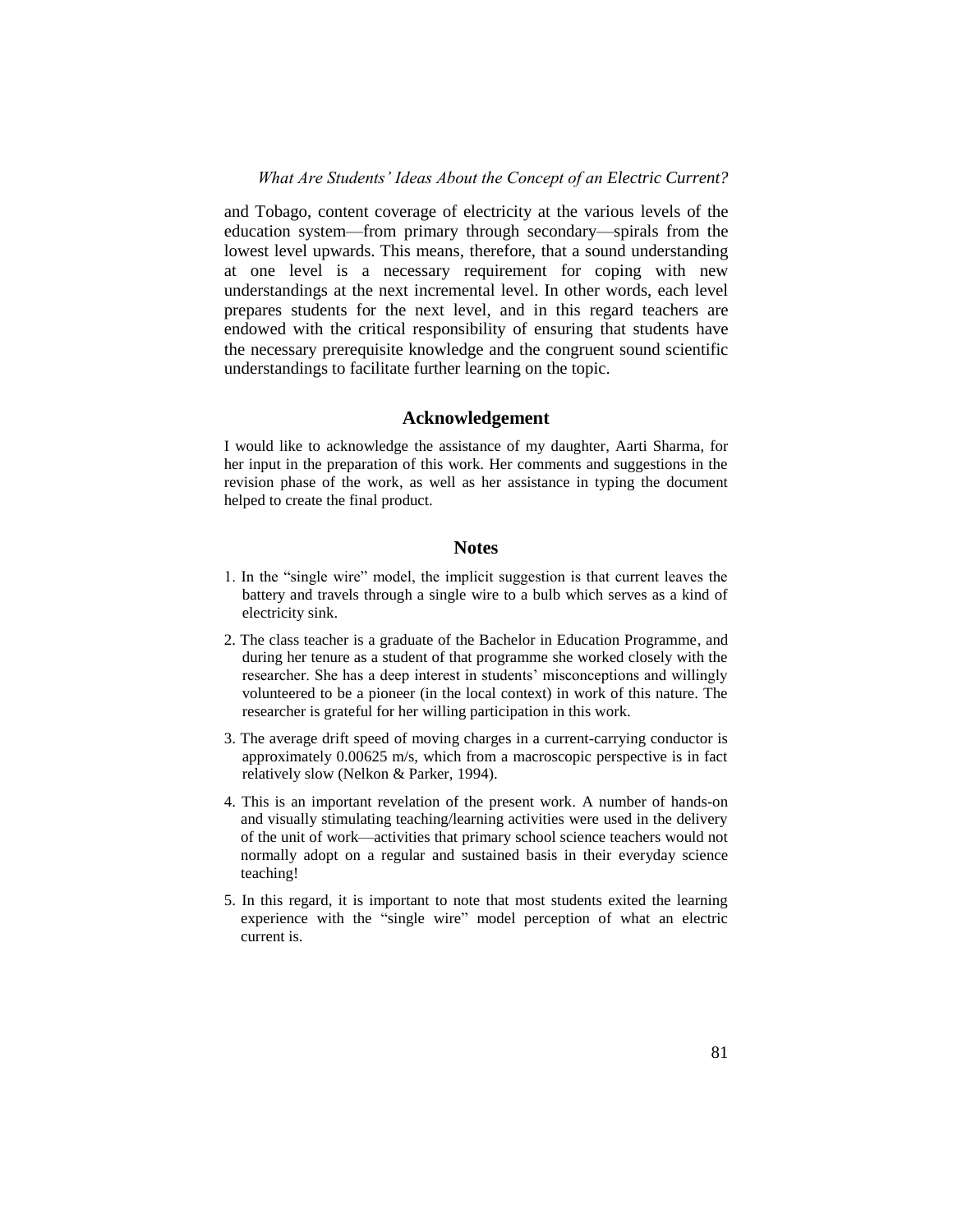and Tobago, content coverage of electricity at the various levels of the education system—from primary through secondary—spirals from the lowest level upwards. This means, therefore, that a sound understanding at one level is a necessary requirement for coping with new understandings at the next incremental level. In other words, each level prepares students for the next level, and in this regard teachers are endowed with the critical responsibility of ensuring that students have the necessary prerequisite knowledge and the congruent sound scientific understandings to facilitate further learning on the topic.

## Acknowledgement

I would like to acknowledge the assistance of my daughter, Aarti Sharma, for her input in the preparation of this work. Her comments and suggestions in the revision phase of the work, as well as her assistance in typing the document helped to create the final product.

## Notes

1. In the "single wire" model, the implicit suggestion is that current leaves the battery and travels through a single wire to a bulb which serves as a kind of electricity sink.
2. The class teacher is a graduate of the Bachelor in Education Programme, and during her tenure as a student of that programme she worked closely with the researcher. She has a deep interest in students' misconceptions and willingly volunteered to be a pioneer (in the local context) in work of this nature. The researcher is grateful for her willing participation in this work.
3. The average drift speed of moving charges in a current-carrying conductor is approximately 0.00625 m/s, which from a macroscopic perspective is in fact relatively slow (Nelkon & Parker, 1994).
4. This is an important revelation of the present work. A number of hands-on and visually stimulating teaching/learning activities were used in the delivery of the unit of work—activities that primary school science teachers would not normally adopt on a regular and sustained basis in their everyday science teaching!
5. In this regard, it is important to note that most students exited the learning experience with the "single wire" model perception of what an electric current is.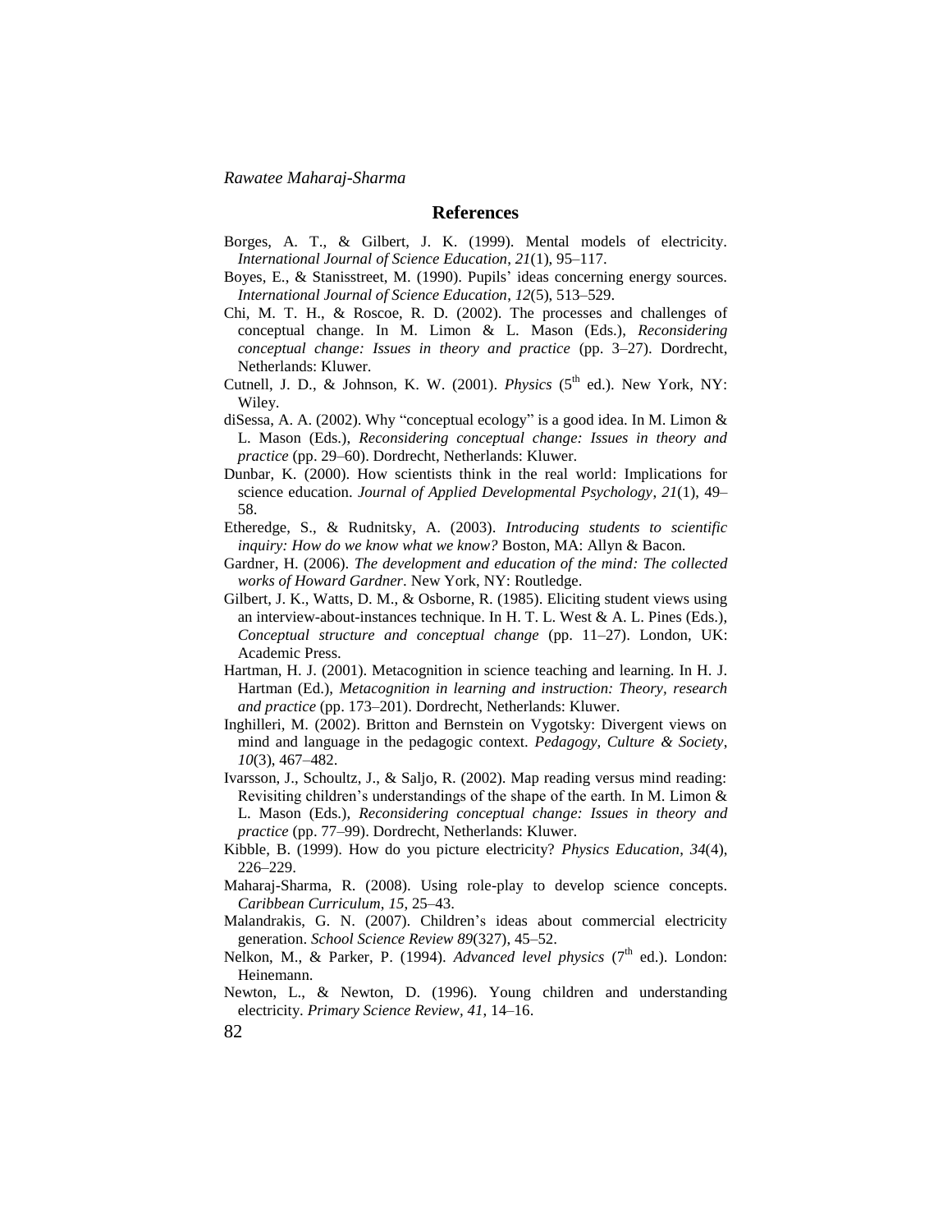## References

Borges, A. T., & Gilbert, J. K. (1999). Mental models of electricity. *International Journal of Science Education*, *21*(1), 95–117.

Boyes, E., & Stanisstreet, M. (1990). Pupils' ideas concerning energy sources. *International Journal of Science Education*, *12*(5), 513–529.

Chi, M. T. H., & Roscoe, R. D. (2002). The processes and challenges of conceptual change. In M. Limon & L. Mason (Eds.), *Reconsidering conceptual change: Issues in theory and practice* (pp. 3–27). Dordrecht, Netherlands: Kluwer.

Cutnell, J. D., & Johnson, K. W. (2001). *Physics* (5th ed.). New York, NY: Wiley.

diSessa, A. A. (2002). Why "conceptual ecology" is a good idea. In M. Limon & L. Mason (Eds.), *Reconsidering conceptual change: Issues in theory and practice* (pp. 29–60). Dordrecht, Netherlands: Kluwer.

Dunbar, K. (2000). How scientists think in the real world: Implications for science education. *Journal of Applied Developmental Psychology*, *21*(1), 49–58.

Etheredge, S., & Rudnitsky, A. (2003). *Introducing students to scientific inquiry: How do we know what we know?* Boston, MA: Allyn & Bacon.

Gardner, H. (2006). *The development and education of the mind: The collected works of Howard Gardner*. New York, NY: Routledge.

Gilbert, J. K., Watts, D. M., & Osborne, R. (1985). Eliciting student views using an interview-about-instances technique. In H. T. L. West & A. L. Pines (Eds.), *Conceptual structure and conceptual change* (pp. 11–27). London, UK: Academic Press.

Hartman, H. J. (2001). Metacognition in science teaching and learning. In H. J. Hartman (Ed.), *Metacognition in learning and instruction: Theory, research and practice* (pp. 173–201). Dordrecht, Netherlands: Kluwer.

Inghilleri, M. (2002). Britton and Bernstein on Vygotsky: Divergent views on mind and language in the pedagogic context. *Pedagogy, Culture & Society*, *10*(3), 467–482.

Ivarsson, J., Schoultz, J., & Saljo, R. (2002). Map reading versus mind reading: Revisiting children's understandings of the shape of the earth. In M. Limon & L. Mason (Eds.), *Reconsidering conceptual change: Issues in theory and practice* (pp. 77–99). Dordrecht, Netherlands: Kluwer.

Kibble, B. (1999). How do you picture electricity? *Physics Education*, *34*(4), 226–229.

Maharaj-Sharma, R. (2008). Using role-play to develop science concepts. *Caribbean Curriculum*, *15*, 25–43.

Malandrakis, G. N. (2007). Children's ideas about commercial electricity generation. *School Science Review 89*(327), 45–52.

Nelkon, M., & Parker, P. (1994). *Advanced level physics* (7th ed.). London: Heinemann.

Newton, L., & Newton, D. (1996). Young children and understanding electricity. *Primary Science Review*, *41*, 14–16.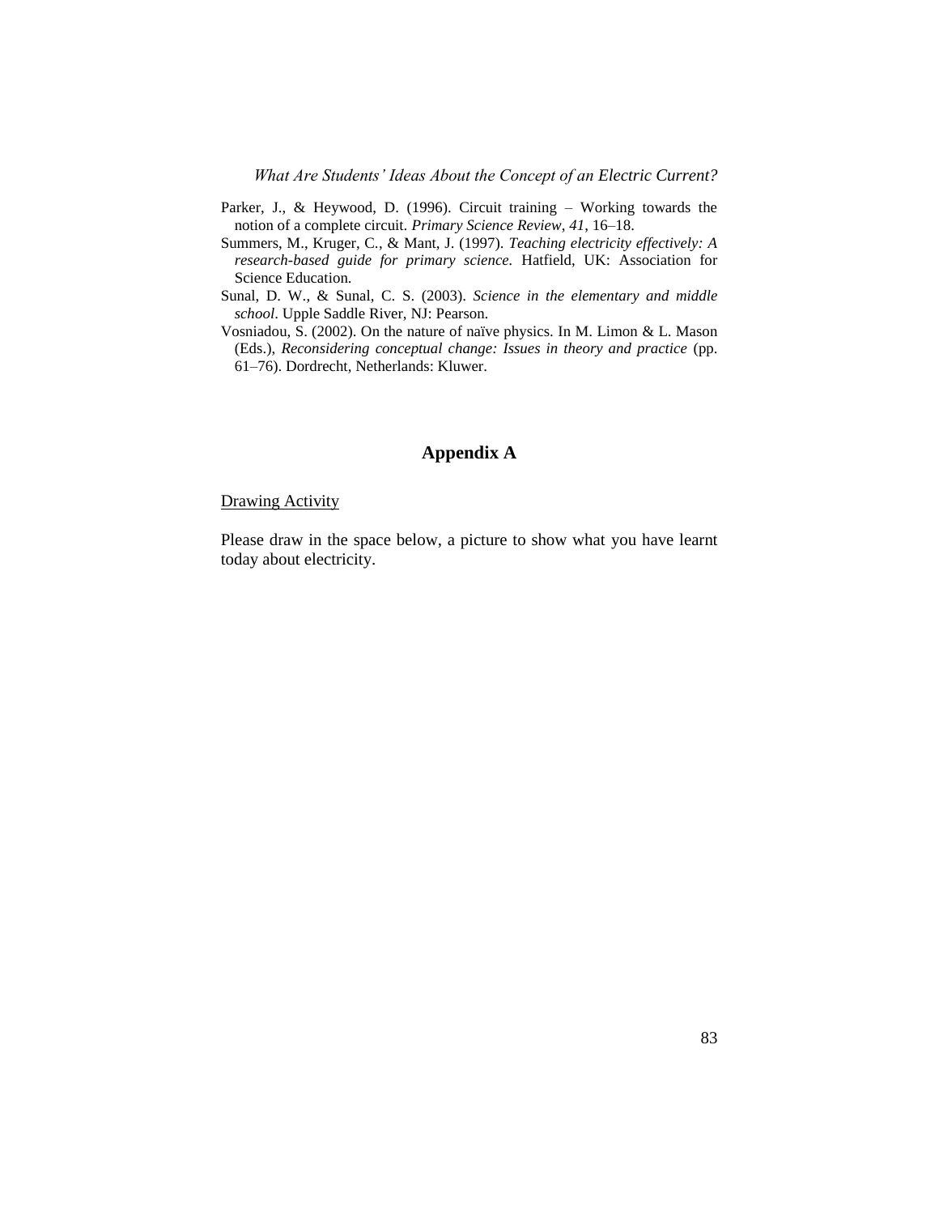Parker, J., & Heywood, D. (1996). Circuit training – Working towards the notion of a complete circuit. *Primary Science Review*, *41*, 16–18.

Summers, M., Kruger, C., & Mant, J. (1997). *Teaching electricity effectively: A research-based guide for primary science*. Hatfield, UK: Association for Science Education.

Sunal, D. W., & Sunal, C. S. (2003). *Science in the elementary and middle school*. Upple Saddle River, NJ: Pearson.

Vosniadou, S. (2002). On the nature of naïve physics. In M. Limon & L. Mason (Eds.), *Reconsidering conceptual change: Issues in theory and practice* (pp. 61–76). Dordrecht, Netherlands: Kluwer.

## Appendix A

<u>Drawing Activity</u>

Please draw in the space below, a picture to show what you have learnt today about electricity.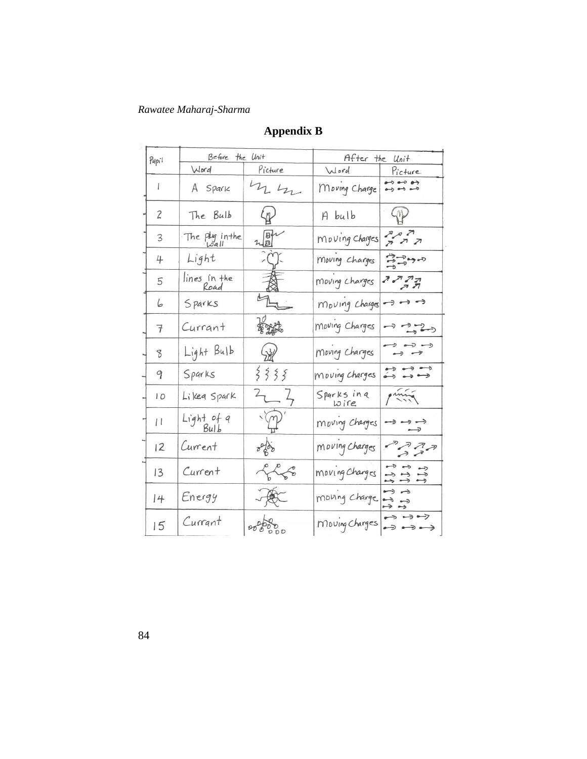## Appendix B

| Pupil | Before the Unit | | After the Unit | |
|---|---|---|---|---|
| | Word | Picture | Word | Picture |
| 1 | A Spark | | Moving Charge | |
| 2 | The Bulb | | A bulb | |
| 3 | The plug in the wall | | Moving Charges | |
| 4 | Light | | moving charges | |
| 5 | lines in the Road | | moving charges | |
| 6 | Sparks | | Moving Charges | |
| 7 | Currant | | moving Charges | |
| 8 | Light Bulb | | Moving Charges | |
| 9 | Sparks | | moving charges | |
| 10 | Like a Spark | | Sparks in a wire | |
| 11 | Light of a Bulb | | moving Charges | |
| 12 | Current | | moving Charges | |
| 13 | Current | | moving Charges | |
| 14 | Energy | | moving Charge | |
| 15 | Currant | | Moving Charges | |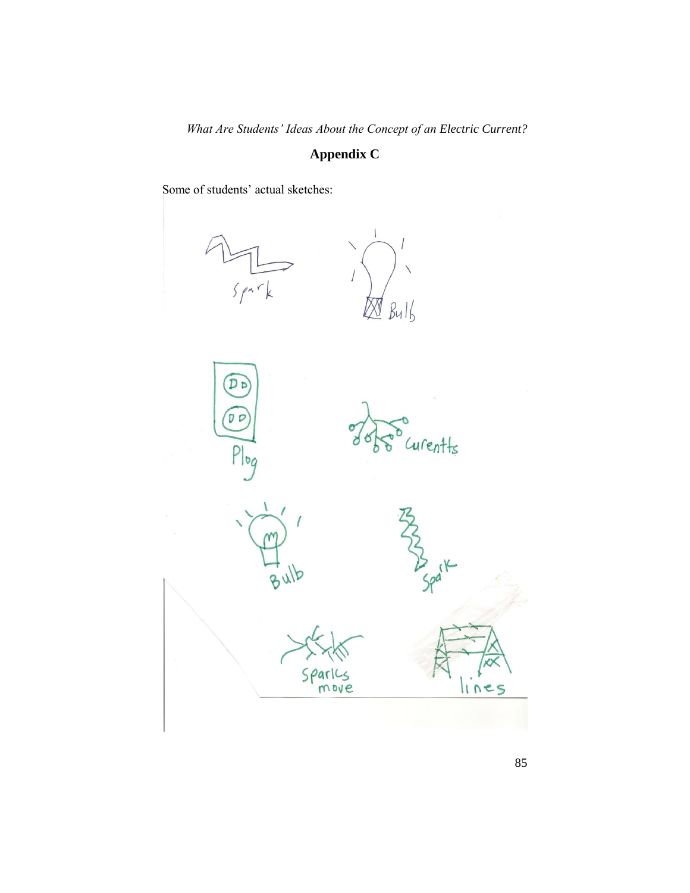# Appendix C

Some of students' actual sketches:

Spark

Bulb

Plog

Curentts

Bulb

Spark

Sparks move

lines